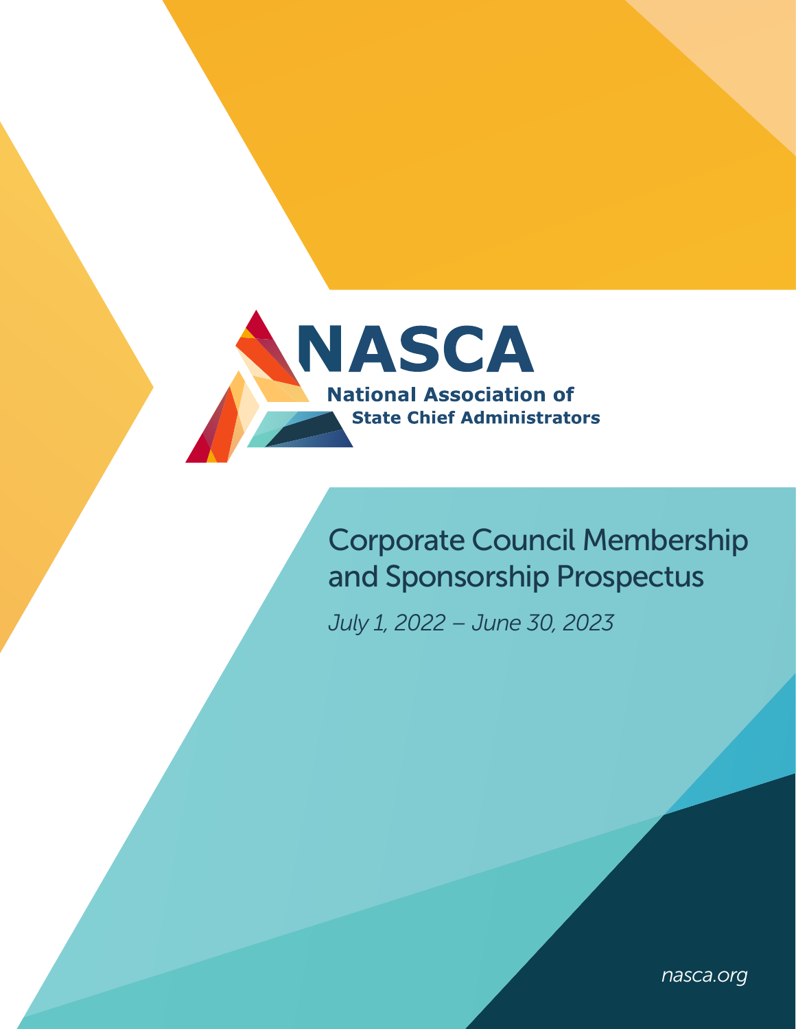# NASCA

**National Association of State Chief Administrators**

## Corporate Council Membership and Sponsorship Prospectus

*July 1, 2022 – June 30, 2023*

*nasca.org*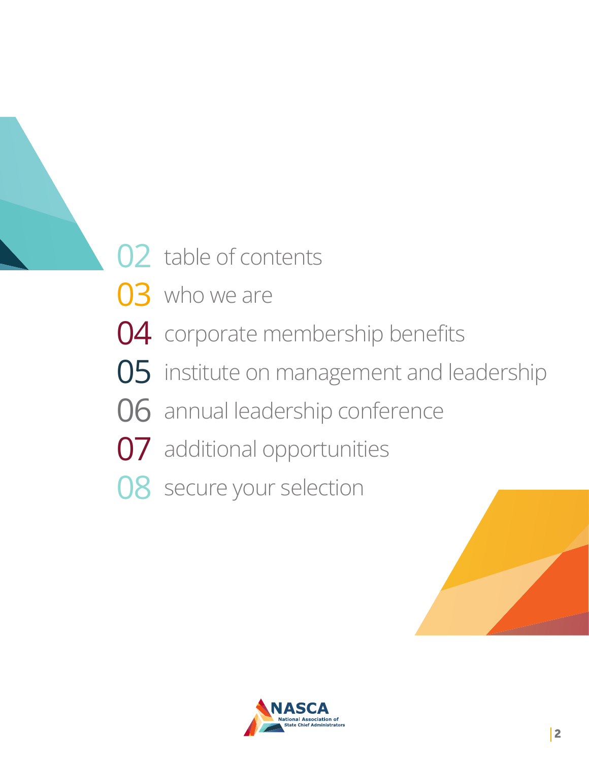02 table of contents

03 who we are

04 corporate membership benefits

05 institute on management and leadership

06 annual leadership conference

07 additional opportunities

08 secure your selection

NASCA
National Association of State Chief Administrators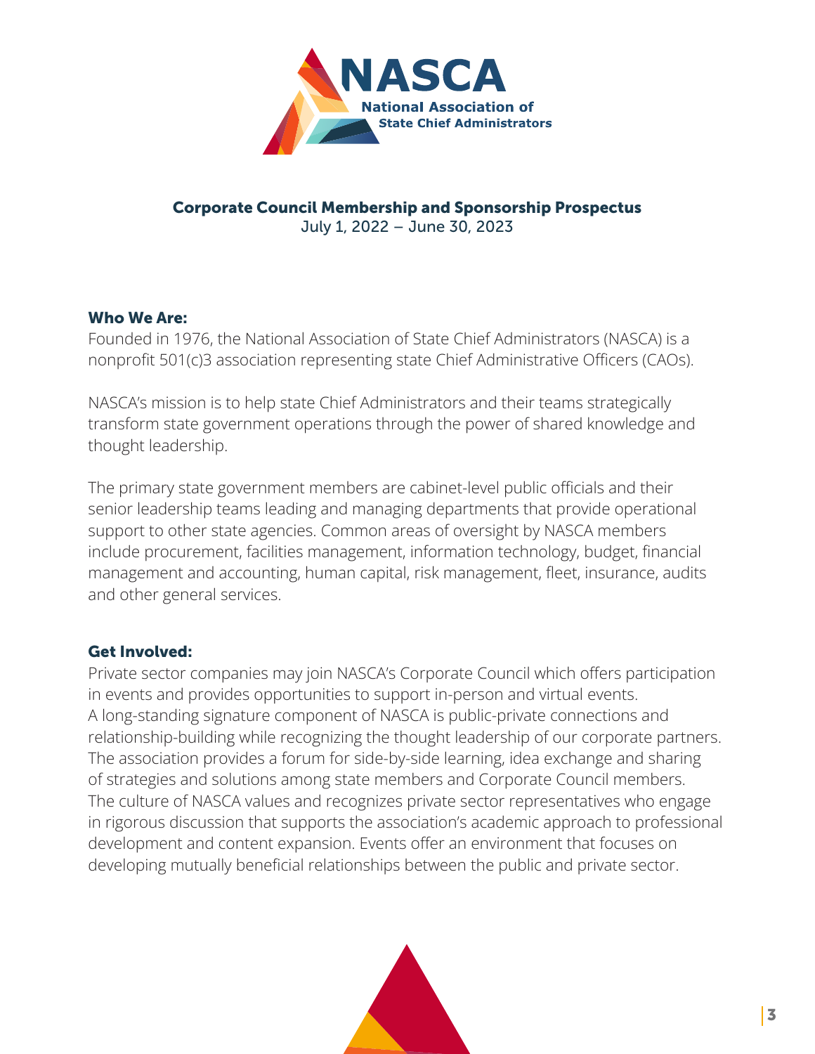# NASCA

**National Association of State Chief Administrators**

## Corporate Council Membership and Sponsorship Prospectus

July 1, 2022 – June 30, 2023

### Who We Are:

Founded in 1976, the National Association of State Chief Administrators (NASCA) is a nonprofit 501(c)3 association representing state Chief Administrative Officers (CAOs).

NASCA's mission is to help state Chief Administrators and their teams strategically transform state government operations through the power of shared knowledge and thought leadership.

The primary state government members are cabinet-level public officials and their senior leadership teams leading and managing departments that provide operational support to other state agencies. Common areas of oversight by NASCA members include procurement, facilities management, information technology, budget, financial management and accounting, human capital, risk management, fleet, insurance, audits and other general services.

### Get Involved:

Private sector companies may join NASCA's Corporate Council which offers participation in events and provides opportunities to support in-person and virtual events. A long-standing signature component of NASCA is public-private connections and relationship-building while recognizing the thought leadership of our corporate partners. The association provides a forum for side-by-side learning, idea exchange and sharing of strategies and solutions among state members and Corporate Council members. The culture of NASCA values and recognizes private sector representatives who engage in rigorous discussion that supports the association's academic approach to professional development and content expansion. Events offer an environment that focuses on developing mutually beneficial relationships between the public and private sector.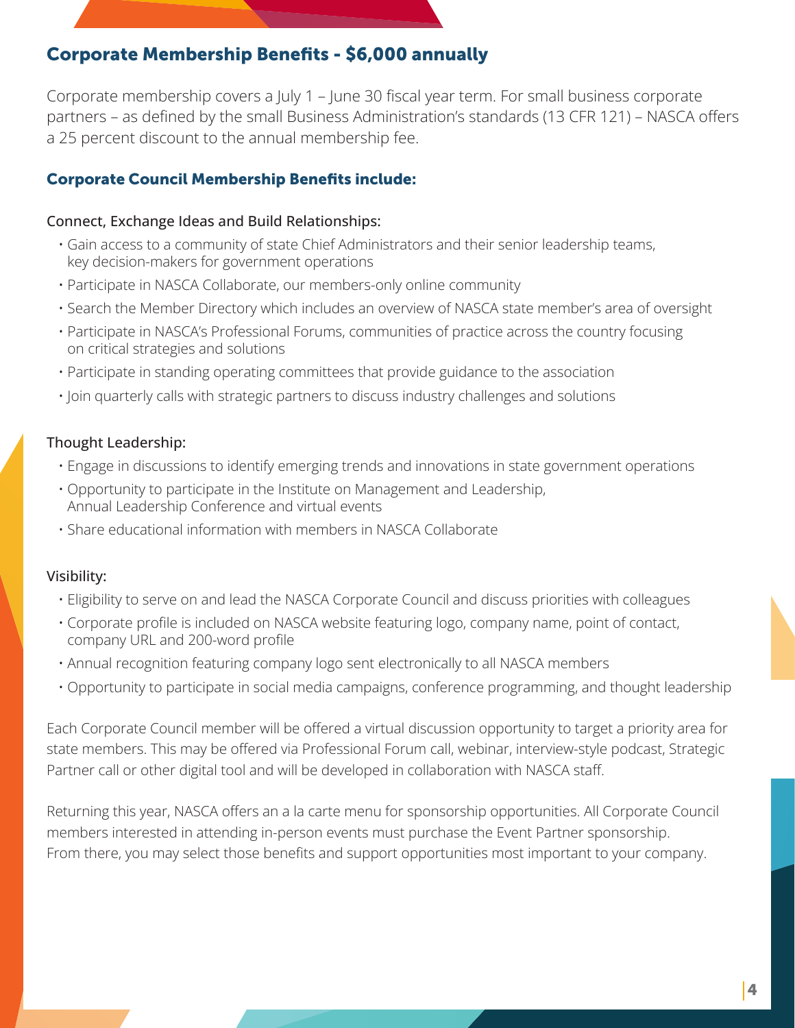## Corporate Membership Benefits - $6,000 annually

Corporate membership covers a July 1 – June 30 fiscal year term. For small business corporate partners – as defined by the small Business Administration's standards (13 CFR 121) – NASCA offers a 25 percent discount to the annual membership fee.

### Corporate Council Membership Benefits include:

Connect, Exchange Ideas and Build Relationships:

- Gain access to a community of state Chief Administrators and their senior leadership teams, key decision-makers for government operations
- Participate in NASCA Collaborate, our members-only online community
- Search the Member Directory which includes an overview of NASCA state member's area of oversight
- Participate in NASCA's Professional Forums, communities of practice across the country focusing on critical strategies and solutions
- Participate in standing operating committees that provide guidance to the association
- Join quarterly calls with strategic partners to discuss industry challenges and solutions

Thought Leadership:

- Engage in discussions to identify emerging trends and innovations in state government operations
- Opportunity to participate in the Institute on Management and Leadership, Annual Leadership Conference and virtual events
- Share educational information with members in NASCA Collaborate

Visibility:

- Eligibility to serve on and lead the NASCA Corporate Council and discuss priorities with colleagues
- Corporate profile is included on NASCA website featuring logo, company name, point of contact, company URL and 200-word profile
- Annual recognition featuring company logo sent electronically to all NASCA members
- Opportunity to participate in social media campaigns, conference programming, and thought leadership

Each Corporate Council member will be offered a virtual discussion opportunity to target a priority area for state members. This may be offered via Professional Forum call, webinar, interview-style podcast, Strategic Partner call or other digital tool and will be developed in collaboration with NASCA staff.

Returning this year, NASCA offers an a la carte menu for sponsorship opportunities. All Corporate Council members interested in attending in-person events must purchase the Event Partner sponsorship. From there, you may select those benefits and support opportunities most important to your company.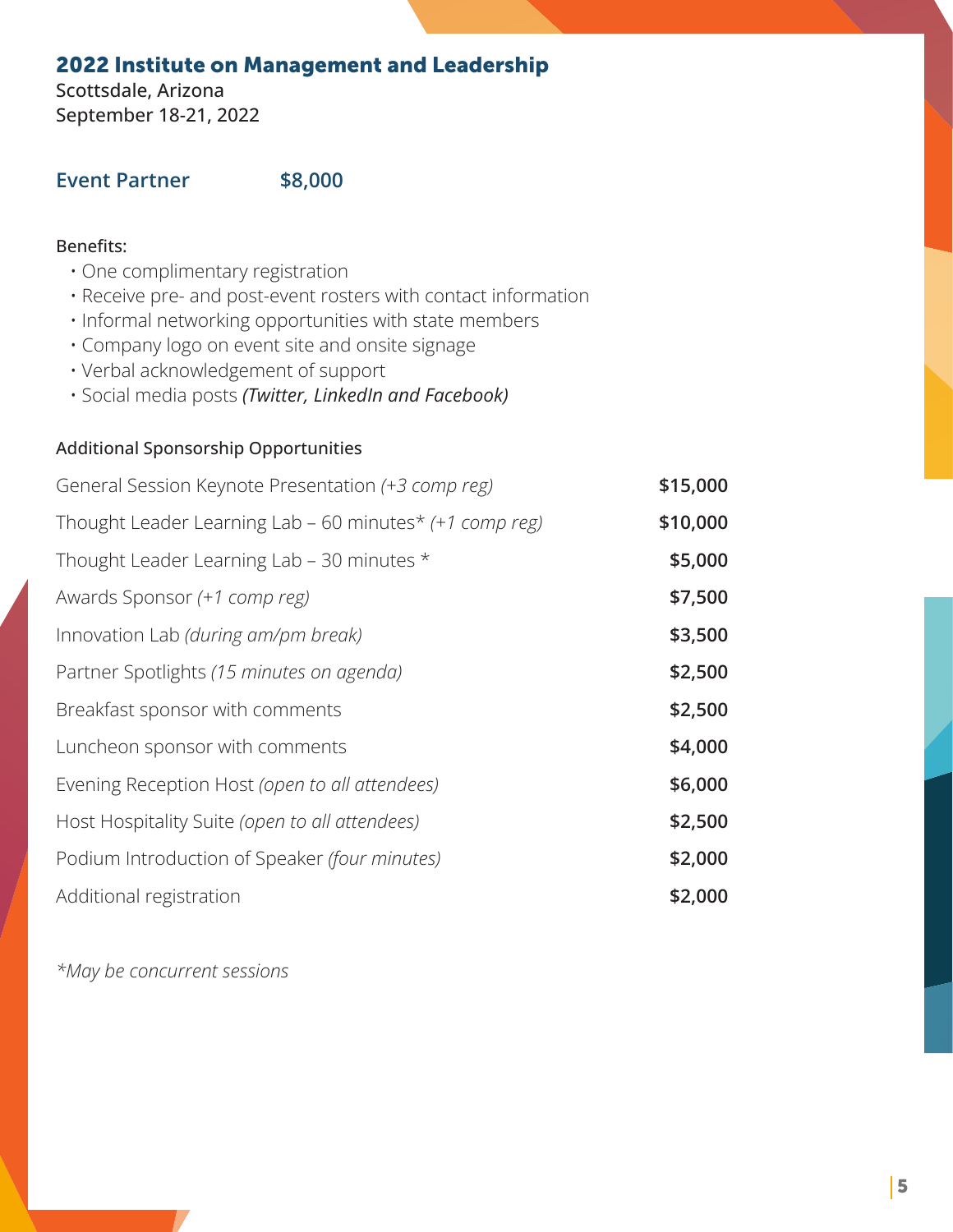## 2022 Institute on Management and Leadership

Scottsdale, Arizona
September 18-21, 2022

### Event Partner $8,000

Benefits:

- One complimentary registration
- Receive pre- and post-event rosters with contact information
- Informal networking opportunities with state members
- Company logo on event site and onsite signage
- Verbal acknowledgement of support
- Social media posts ***(Twitter, LinkedIn and Facebook)***

Additional Sponsorship Opportunities

| | |
|---|---|
| General Session Keynote Presentation *(+3 comp reg)* | **$15,000** |
| Thought Leader Learning Lab – 60 minutes* *(+1 comp reg)* | **$10,000** |
| Thought Leader Learning Lab – 30 minutes * | **$5,000** |
| Awards Sponsor *(+1 comp reg)* | **$7,500** |
| Innovation Lab *(during am/pm break)* | **$3,500** |
| Partner Spotlights *(15 minutes on agenda)* | **$2,500** |
| Breakfast sponsor with comments | **$2,500** |
| Luncheon sponsor with comments | **$4,000** |
| Evening Reception Host *(open to all attendees)* | **$6,000** |
| Host Hospitality Suite *(open to all attendees)* | **$2,500** |
| Podium Introduction of Speaker *(four minutes)* | **$2,000** |
| Additional registration | **$2,000** |

**May be concurrent sessions*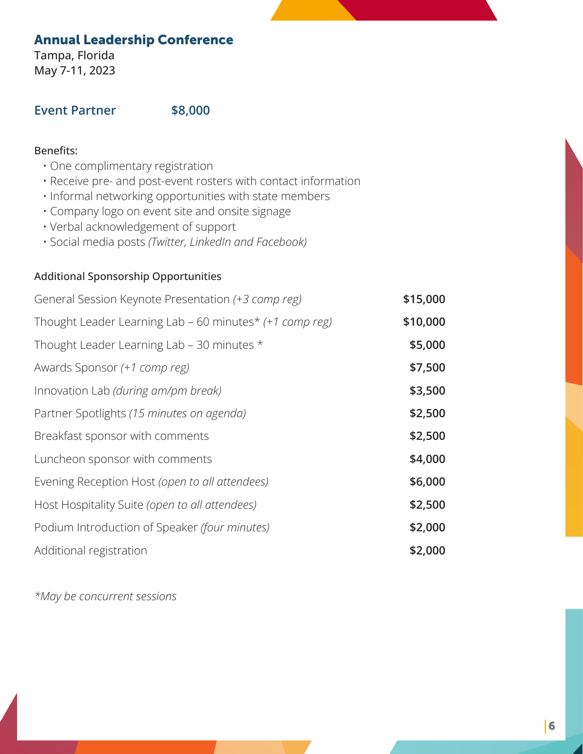## Annual Leadership Conference

Tampa, Florida
May 7-11, 2023

### Event Partner $8,000

Benefits:

- One complimentary registration
- Receive pre- and post-event rosters with contact information
- Informal networking opportunities with state members
- Company logo on event site and onsite signage
- Verbal acknowledgement of support
- Social media posts *(Twitter, LinkedIn and Facebook)*

Additional Sponsorship Opportunities

| Opportunity | Price |
| --- | --- |
| General Session Keynote Presentation *(+3 comp reg)* | **$15,000** |
| Thought Leader Learning Lab – 60 minutes* *(+1 comp reg)* | **$10,000** |
| Thought Leader Learning Lab – 30 minutes * | **$5,000** |
| Awards Sponsor *(+1 comp reg)* | **$7,500** |
| Innovation Lab *(during am/pm break)* | **$3,500** |
| Partner Spotlights *(15 minutes on agenda)* | **$2,500** |
| Breakfast sponsor with comments | **$2,500** |
| Luncheon sponsor with comments | **$4,000** |
| Evening Reception Host *(open to all attendees)* | **$6,000** |
| Host Hospitality Suite *(open to all attendees)* | **$2,500** |
| Podium Introduction of Speaker *(four minutes)* | **$2,000** |
| Additional registration | **$2,000** |

*\*May be concurrent sessions*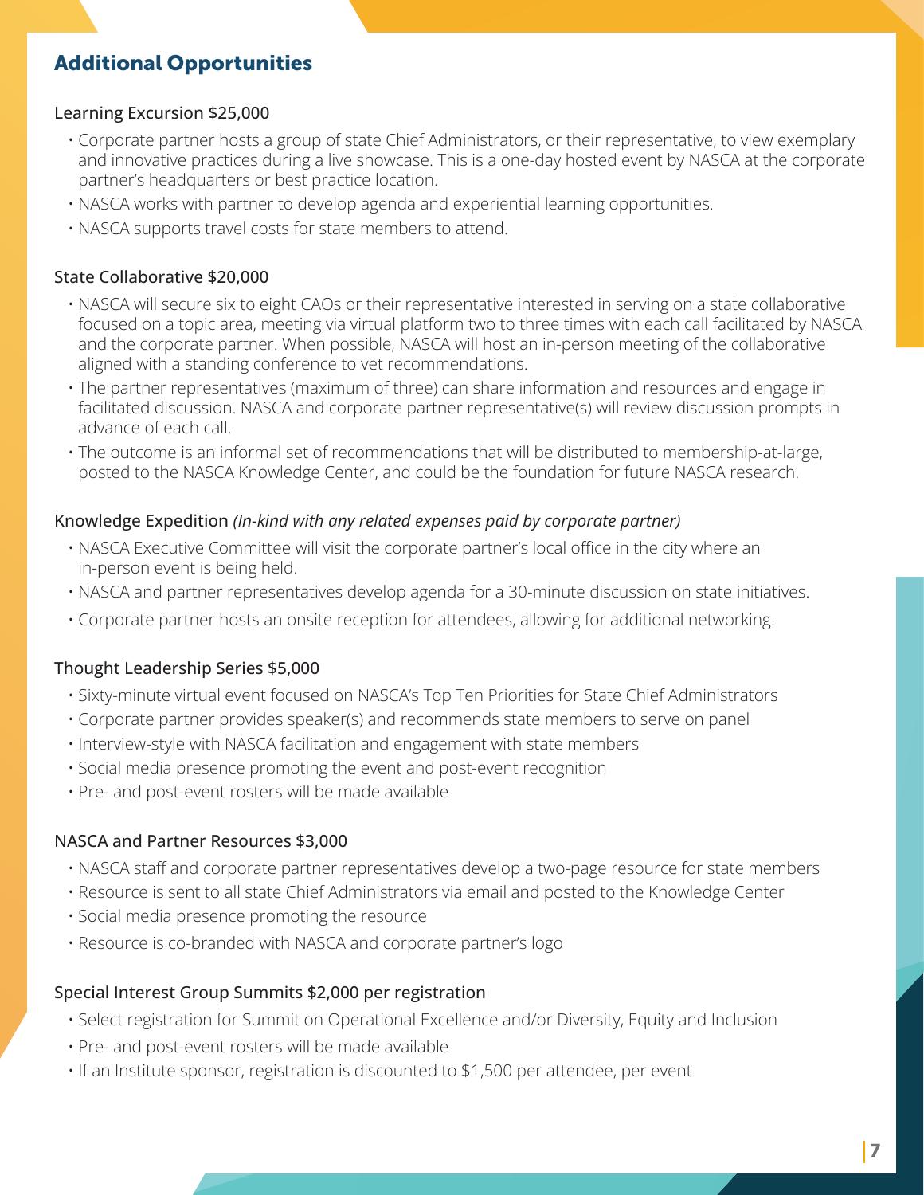## Additional Opportunities

### Learning Excursion $25,000

- Corporate partner hosts a group of state Chief Administrators, or their representative, to view exemplary and innovative practices during a live showcase. This is a one-day hosted event by NASCA at the corporate partner's headquarters or best practice location.
- NASCA works with partner to develop agenda and experiential learning opportunities.
- NASCA supports travel costs for state members to attend.

### State Collaborative $20,000

- NASCA will secure six to eight CAOs or their representative interested in serving on a state collaborative focused on a topic area, meeting via virtual platform two to three times with each call facilitated by NASCA and the corporate partner. When possible, NASCA will host an in-person meeting of the collaborative aligned with a standing conference to vet recommendations.
- The partner representatives (maximum of three) can share information and resources and engage in facilitated discussion. NASCA and corporate partner representative(s) will review discussion prompts in advance of each call.
- The outcome is an informal set of recommendations that will be distributed to membership-at-large, posted to the NASCA Knowledge Center, and could be the foundation for future NASCA research.

### Knowledge Expedition *(In-kind with any related expenses paid by corporate partner)*

- NASCA Executive Committee will visit the corporate partner's local office in the city where an in-person event is being held.
- NASCA and partner representatives develop agenda for a 30-minute discussion on state initiatives.
- Corporate partner hosts an onsite reception for attendees, allowing for additional networking.

### Thought Leadership Series $5,000

- Sixty-minute virtual event focused on NASCA's Top Ten Priorities for State Chief Administrators
- Corporate partner provides speaker(s) and recommends state members to serve on panel
- Interview-style with NASCA facilitation and engagement with state members
- Social media presence promoting the event and post-event recognition
- Pre- and post-event rosters will be made available

### NASCA and Partner Resources $3,000

- NASCA staff and corporate partner representatives develop a two-page resource for state members
- Resource is sent to all state Chief Administrators via email and posted to the Knowledge Center
- Social media presence promoting the resource
- Resource is co-branded with NASCA and corporate partner's logo

### Special Interest Group Summits $2,000 per registration

- Select registration for Summit on Operational Excellence and/or Diversity, Equity and Inclusion
- Pre- and post-event rosters will be made available
- If an Institute sponsor, registration is discounted to $1,500 per attendee, per event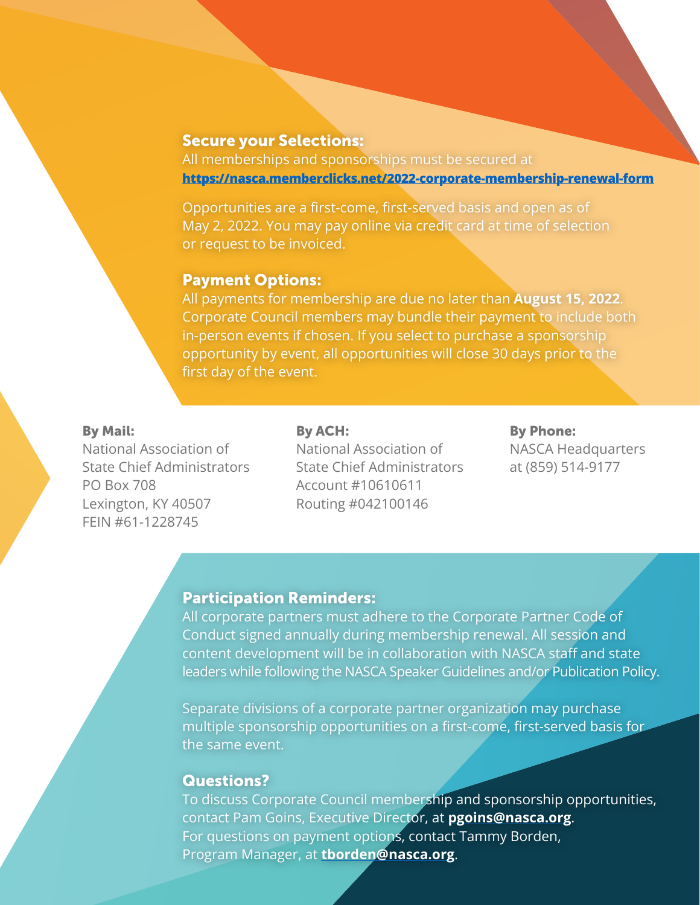## Secure your Selections:

All memberships and sponsorships must be secured at **https://nasca.memberclicks.net/2022-corporate-membership-renewal-form**

Opportunities are a first-come, first-served basis and open as of May 2, 2022. You may pay online via credit card at time of selection or request to be invoiced.

## Payment Options:

All payments for membership are due no later than **August 15, 2022**. Corporate Council members may bundle their payment to include both in-person events if chosen. If you select to purchase a sponsorship opportunity by event, all opportunities will close 30 days prior to the first day of the event.

**By Mail:**
National Association of
State Chief Administrators
PO Box 708
Lexington, KY 40507
FEIN #61-1228745

**By ACH:**
National Association of
State Chief Administrators
Account #10610611
Routing #042100146

**By Phone:**
NASCA Headquarters
at (859) 514-9177

## Participation Reminders:

All corporate partners must adhere to the Corporate Partner Code of Conduct signed annually during membership renewal. All session and content development will be in collaboration with NASCA staff and state leaders while following the NASCA Speaker Guidelines and/or Publication Policy.

Separate divisions of a corporate partner organization may purchase multiple sponsorship opportunities on a first-come, first-served basis for the same event.

## Questions?

To discuss Corporate Council membership and sponsorship opportunities, contact Pam Goins, Executive Director, at **pgoins@nasca.org**.
For questions on payment options, contact Tammy Borden, Program Manager, at **tborden@nasca.org**.